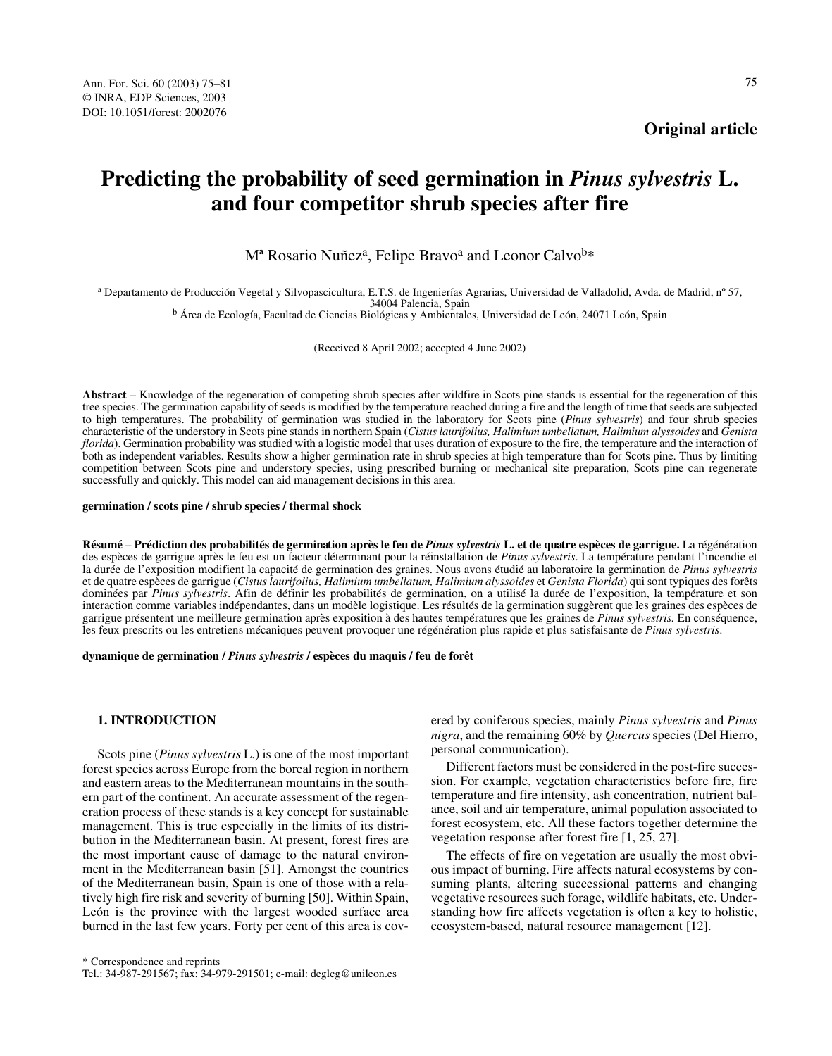**Original article**

# Predicting the probability of seed germination in *Pinus sylvestris* L. and four competitor shrub species after fire

Mª Rosario Nuñez[a], Felipe Bravo[a] and Leonor Calvo[b]*

[a] Departamento de Producción Vegetal y Silvopascicultura, E.T.S. de Ingenierías Agrarias, Universidad de Valladolid, Avda. de Madrid, nº 57, 34004 Palencia, Spain
[b] Área de Ecología, Facultad de Ciencias Biológicas y Ambientales, Universidad de León, 24071 León, Spain

(Received 8 April 2002; accepted 4 June 2002)

**Abstract** – Knowledge of the regeneration of competing shrub species after wildfire in Scots pine stands is essential for the regeneration of this tree species. The germination capability of seeds is modified by the temperature reached during a fire and the length of time that seeds are subjected to high temperatures. The probability of germination was studied in the laboratory for Scots pine (*Pinus sylvestris*) and four shrub species characteristic of the understory in Scots pine stands in northern Spain (*Cistus laurifolius, Halimium umbellatum, Halimium alyssoides* and *Genista florida*). Germination probability was studied with a logistic model that uses duration of exposure to the fire, the temperature and the interaction of both as independent variables. Results show a higher germination rate in shrub species at high temperature than for Scots pine. Thus by limiting competition between Scots pine and understory species, using prescribed burning or mechanical site preparation, Scots pine can regenerate successfully and quickly. This model can aid management decisions in this area.

**germination / scots pine / shrub species / thermal shock**

**Résumé** – **Prédiction des probabilités de germination après le feu de *Pinus sylvestris* L. et de quatre espèces de garrigue.** La régénération des espèces de garrigue après le feu est un facteur déterminant pour la réinstallation de *Pinus sylvestris*. La température pendant l'incendie et la durée de l'exposition modifient la capacité de germination des graines. Nous avons étudié au laboratoire la germination de *Pinus sylvestris* et de quatre espèces de garrigue (*Cistus laurifolius, Halimium umbellatum, Halimium alyssoides* et *Genista Florida*) qui sont typiques des forêts dominées par *Pinus sylvestris*. Afin de définir les probabilités de germination, on a utilisé la durée de l'exposition, la température et son interaction comme variables indépendantes, dans un modèle logistique. Les résultés de la germination suggèrent que les graines des espèces de garrigue présentent une meilleure germination après exposition à des hautes températures que les graines de *Pinus sylvestris.* En conséquence, les feux prescrits ou les entretiens mécaniques peuvent provoquer une régénération plus rapide et plus satisfaisante de *Pinus sylvestris*.

**dynamique de germination / *Pinus sylvestris* / espèces du maquis / feu de forêt**

## 1. INTRODUCTION

Scots pine (*Pinus sylvestris* L.) is one of the most important forest species across Europe from the boreal region in northern and eastern areas to the Mediterranean mountains in the southern part of the continent. An accurate assessment of the regeneration process of these stands is a key concept for sustainable management. This is true especially in the limits of its distribution in the Mediterranean basin. At present, forest fires are the most important cause of damage to the natural environment in the Mediterranean basin [51]. Amongst the countries of the Mediterranean basin, Spain is one of those with a relatively high fire risk and severity of burning [50]. Within Spain, León is the province with the largest wooded surface area burned in the last few years. Forty per cent of this area is covered by coniferous species, mainly *Pinus sylvestris* and *Pinus nigra*, and the remaining 60% by *Quercus* species (Del Hierro, personal communication).

Different factors must be considered in the post-fire succession. For example, vegetation characteristics before fire, fire temperature and fire intensity, ash concentration, nutrient balance, soil and air temperature, animal population associated to forest ecosystem, etc. All these factors together determine the vegetation response after forest fire [1, 25, 27].

The effects of fire on vegetation are usually the most obvious impact of burning. Fire affects natural ecosystems by consuming plants, altering successional patterns and changing vegetative resources such forage, wildlife habitats, etc. Understanding how fire affects vegetation is often a key to holistic, ecosystem-based, natural resource management [12].

\* Correspondence and reprints
Tel.: 34-987-291567; fax: 34-979-291501; e-mail: deglcg@unileon.es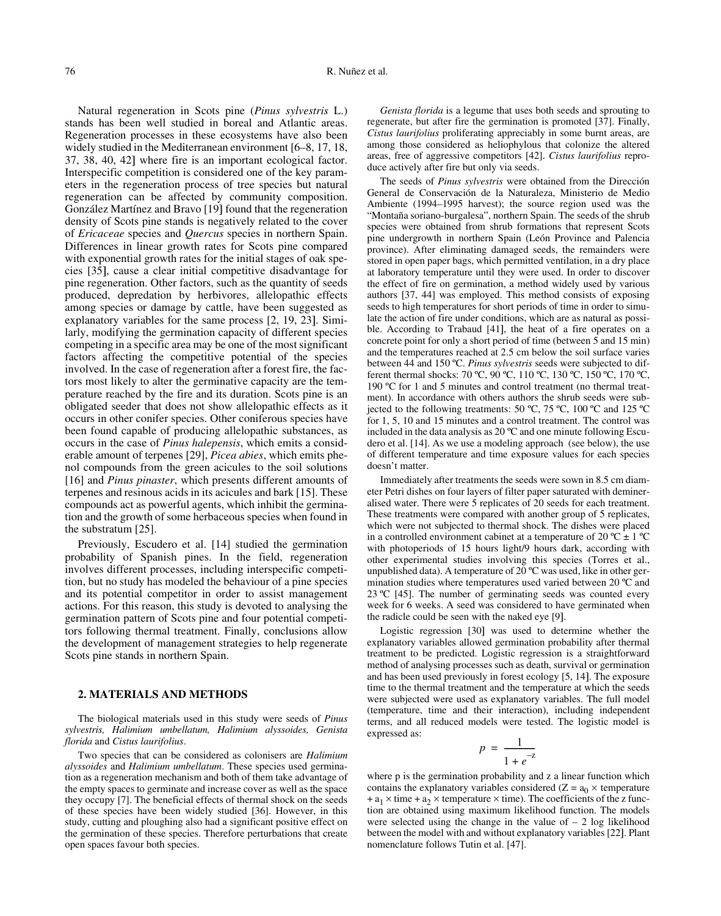Natural regeneration in Scots pine (*Pinus sylvestris* L.) stands has been well studied in boreal and Atlantic areas. Regeneration processes in these ecosystems have also been widely studied in the Mediterranean environment [6–8, 17, 18, 37, 38, 40, 42] where fire is an important ecological factor. Interspecific competition is considered one of the key parameters in the regeneration process of tree species but natural regeneration can be affected by community composition. González Martínez and Bravo [19] found that the regeneration density of Scots pine stands is negatively related to the cover of *Ericaceae* species and *Quercus* species in northern Spain. Differences in linear growth rates for Scots pine compared with exponential growth rates for the initial stages of oak species [35], cause a clear initial competitive disadvantage for pine regeneration. Other factors, such as the quantity of seeds produced, depredation by herbivores, allelopathic effects among species or damage by cattle, have been suggested as explanatory variables for the same process [2, 19, 23]. Similarly, modifying the germination capacity of different species competing in a specific area may be one of the most significant factors affecting the competitive potential of the species involved. In the case of regeneration after a forest fire, the factors most likely to alter the germinative capacity are the temperature reached by the fire and its duration. Scots pine is an obligated seeder that does not show allelopathic effects as it occurs in other conifer species. Other coniferous species have been found capable of producing allelopathic substances, as occurs in the case of *Pinus halepensis*, which emits a considerable amount of terpenes [29], *Picea abies*, which emits phenol compounds from the green acicules to the soil solutions [16] and *Pinus pinaster*, which presents different amounts of terpenes and resinous acids in its acicules and bark [15]. These compounds act as powerful agents, which inhibit the germination and the growth of some herbaceous species when found in the substratum [25].

Previously, Escudero et al. [14] studied the germination probability of Spanish pines. In the field, regeneration involves different processes, including interspecific competition, but no study has modeled the behaviour of a pine species and its potential competitor in order to assist management actions. For this reason, this study is devoted to analysing the germination pattern of Scots pine and four potential competitors following thermal treatment. Finally, conclusions allow the development of management strategies to help regenerate Scots pine stands in northern Spain.

## 2. MATERIALS AND METHODS

The biological materials used in this study were seeds of *Pinus sylvestris, Halimium umbellatum, Halimium alyssoides, Genista florida* and *Cistus laurifolius*.

Two species that can be considered as colonisers are *Halimium alyssoides* and *Halimium umbellatum*. These species used germination as a regeneration mechanism and both of them take advantage of the empty spaces to germinate and increase cover as well as the space they occupy [7]. The beneficial effects of thermal shock on the seeds of these species have been widely studied [36]. However, in this study, cutting and ploughing also had a significant positive effect on the germination of these species. Therefore perturbations that create open spaces favour both species.

*Genista florida* is a legume that uses both seeds and sprouting to regenerate, but after fire the germination is promoted [37]. Finally, *Cistus laurifolius* proliferating appreciably in some burnt areas, are among those considered as heliophylous that colonize the altered areas, free of aggressive competitors [42]. *Cistus laurifolius* reproduce actively after fire but only via seeds.

The seeds of *Pinus sylvestris* were obtained from the Dirección General de Conservación de la Naturaleza, Ministerio de Medio Ambiente (1994–1995 harvest); the source region used was the "Montaña soriano-burgalesa", northern Spain. The seeds of the shrub species were obtained from shrub formations that represent Scots pine undergrowth in northern Spain (León Province and Palencia province). After eliminating damaged seeds, the remainders were stored in open paper bags, which permitted ventilation, in a dry place at laboratory temperature until they were used. In order to discover the effect of fire on germination, a method widely used by various authors [37, 44] was employed. This method consists of exposing seeds to high temperatures for short periods of time in order to simulate the action of fire under conditions, which are as natural as possible. According to Trabaud [41], the heat of a fire operates on a concrete point for only a short period of time (between 5 and 15 min) and the temperatures reached at 2.5 cm below the soil surface varies between 44 and 150 ºC. *Pinus sylvestris* seeds were subjected to different thermal shocks: 70 ºC, 90 ºC, 110 ºC, 130 ºC, 150 ºC, 170 ºC, 190 ºC for 1 and 5 minutes and control treatment (no thermal treatment). In accordance with others authors the shrub seeds were subjected to the following treatments: 50 ºC, 75 ºC, 100 ºC and 125 ºC for 1, 5, 10 and 15 minutes and a control treatment. The control was included in the data analysis as 20 ºC and one minute following Escudero et al. [14]. As we use a modeling approach (see below), the use of different temperature and time exposure values for each species doesn't matter.

Immediately after treatments the seeds were sown in 8.5 cm diameter Petri dishes on four layers of filter paper saturated with demineralised water. There were 5 replicates of 20 seeds for each treatment. These treatments were compared with another group of 5 replicates, which were not subjected to thermal shock. The dishes were placed in a controlled environment cabinet at a temperature of 20 ºC ± 1 ºC with photoperiods of 15 hours light/9 hours dark, according with other experimental studies involving this species (Torres et al., unpublished data). A temperature of 20 ºC was used, like in other germination studies where temperatures used varied between 20 ºC and 23 ºC [45]. The number of germinating seeds was counted every week for 6 weeks. A seed was considered to have germinated when the radicle could be seen with the naked eye [9].

Logistic regression [30] was used to determine whether the explanatory variables allowed germination probability after thermal treatment to be predicted. Logistic regression is a straightforward method of analysing processes such as death, survival or germination and has been used previously in forest ecology [5, 14]. The exposure time to the thermal treatment and the temperature at which the seeds were subjected were used as explanatory variables. The full model (temperature, time and their interaction), including independent terms, and all reduced models were tested. The logistic model is expressed as:

$$p = \frac{1}{1 + e^{-z}}$$

where p is the germination probability and z a linear function which contains the explanatory variables considered ($Z = a_0 \times \text{temperature} + a_1 \times \text{time} + a_2 \times \text{temperature} \times \text{time}$). The coefficients of the z function are obtained using maximum likelihood function. The models were selected using the change in the value of – 2 log likelihood between the model with and without explanatory variables [22]. Plant nomenclature follows Tutin et al. [47].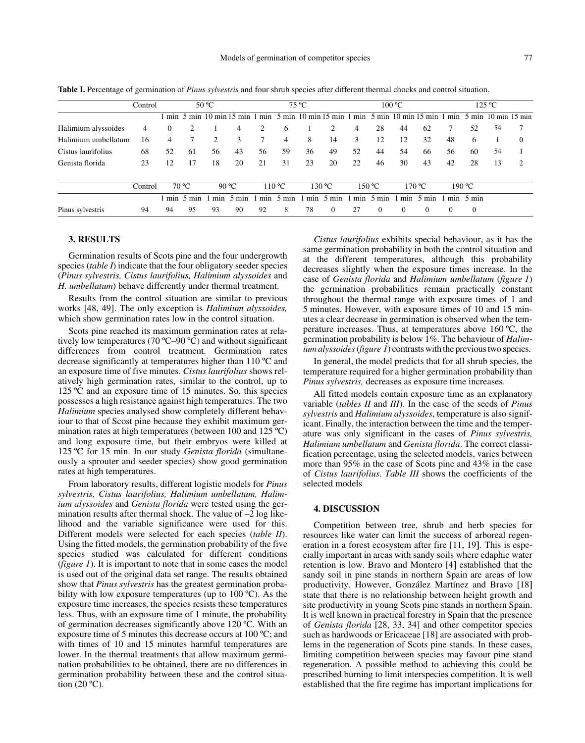**Table I.** Percentage of germination of *Pinus sylvestris* and four shrub species after different thermal chocks and control situation.

| | Control | 50 ºC | | | | 75 ºC | | | | 100 ºC | | | | 125 ºC | | | |
|---|---|---|---|---|---|---|---|---|---|---|---|---|---|---|---|---|---|
| | | 1 min | 5 min | 10 min | 15 min | 1 min | 5 min | 10 min | 15 min | 1 min | 5 min | 10 min | 15 min | 1 min | 5 min | 10 min | 15 min |
| Halimium alyssoides | 4 | 0 | 2 | 1 | 4 | 2 | 6 | 1 | 2 | 4 | 28 | 44 | 62 | 7 | 52 | 54 | 7 |
| Halimium umbellatum | 16 | 4 | 7 | 2 | 3 | 7 | 4 | 8 | 14 | 3 | 12 | 12 | 32 | 48 | 6 | 1 | 0 |
| Cistus laurifolius | 68 | 52 | 61 | 56 | 43 | 56 | 59 | 36 | 49 | 52 | 44 | 54 | 66 | 56 | 60 | 54 | 1 |
| Genista florida | 23 | 12 | 17 | 18 | 20 | 21 | 31 | 23 | 20 | 22 | 46 | 30 | 43 | 42 | 28 | 13 | 2 |

| | Control | 70 ºC | | 90 ºC | | 110 ºC | | 130 ºC | | 150 ºC | | 170 ºC | | 190 ºC | |
|---|---|---|---|---|---|---|---|---|---|---|---|---|---|---|---|
| | | 1 min | 5 min | 1 min | 5 min | 1 min | 5 min | 1 min | 5 min | 1 min | 5 min | 1 min | 5 min | 1 min | 5 min |
| Pinus sylvestris | 94 | 94 | 95 | 93 | 90 | 92 | 8 | 78 | 0 | 27 | 0 | 0 | 0 | 0 | 0 |

## 3. RESULTS

Germination results of Scots pine and the four undergrowth species (*table I*) indicate that the four obligatory seeder species (*Pinus sylvestris, Cistus laurifolius, Halimium alyssoides* and *H. umbellatum*) behave differently under thermal treatment.

Results from the control situation are similar to previous works [48, 49]. The only exception is *Halimium alyssoides,* which show germination rates low in the control situation.

Scots pine reached its maximum germination rates at relatively low temperatures (70 ºC–90 ºC) and without significant differences from control treatment. Germination rates decrease significantly at temperatures higher than 110 ºC and an exposure time of five minutes. *Cistus laurifolius* shows relatively high germination rates, similar to the control, up to 125 ºC and an exposure time of 15 minutes. So, this species possesses a high resistance against high temperatures. The two *Halimium* species analysed show completely different behaviour to that of Scost pine because they exhibit maximum germination rates at high temperatures (between 100 and 125 ºC) and long exposure time, but their embryos were killed at 125 ºC for 15 min. In our study *Genista florida* (simultaneously a sprouter and seeder species) show good germination rates at high temperatures.

From laboratory results, different logistic models for *Pinus sylvestris, Cistus laurifolius, Halimium umbellatum, Halimium alyssoides* and *Genista florida* were tested using the germination results after thermal shock. The value of –2 log likelihood and the variable significance were used for this. Different models were selected for each species (*table II*). Using the fitted models, the germination probability of the five species studied was calculated for different conditions (*figure 1*). It is important to note that in some cases the model is used out of the original data set range. The results obtained show that *Pinus sylvestris* has the greatest germination probability with low exposure temperatures (up to 100 ºC). As the exposure time increases, the species resists these temperatures less. Thus, with an exposure time of 1 minute, the probability of germination decreases significantly above 120 ºC. With an exposure time of 5 minutes this decrease occurs at 100 ºC; and with times of 10 and 15 minutes harmful temperatures are lower. In the thermal treatments that allow maximum germination probabilities to be obtained, there are no differences in germination probability between these and the control situation (20 ºC).

*Cistus laurifolius* exhibits special behaviour, as it has the same germination probability in both the control situation and at the different temperatures, although this probability decreases slightly when the exposure times increase. In the case of *Genista florida* and *Halimium umbellatum* (*figure 1*) the germination probabilities remain practically constant throughout the thermal range with exposure times of 1 and 5 minutes. However, with exposure times of 10 and 15 minutes a clear decrease in germination is observed when the temperature increases. Thus, at temperatures above 160 ºC, the germination probability is below 1%. The behaviour of *Halimium alyssoides* (*figure 1*) contrasts with the previous two species.

In general, the model predicts that for all shrub species, the temperature required for a higher germination probability than *Pinus sylvestris,* decreases as exposure time increases.

All fitted models contain exposure time as an explanatory variable (*tables II* and *III*). In the case of the seeds of *Pinus sylvestris* and *Halimium alyssoides*, temperature is also significant. Finally, the interaction between the time and the temperature was only significant in the cases of *Pinus sylvestris, Halimium umbellatum* and *Genista florida*. The correct classification percentage, using the selected models, varies between more than 95% in the case of Scots pine and 43% in the case of *Cistus laurifolius*. *Table III* shows the coefficients of the selected models

## 4. DISCUSSION

Competition between tree, shrub and herb species for resources like water can limit the success of arboreal regeneration in a forest ecosystem after fire [11, 19]. This is especially important in areas with sandy soils where edaphic water retention is low. Bravo and Montero [4] established that the sandy soil in pine stands in northern Spain are areas of low productivity. However, González Martínez and Bravo [18] state that there is no relationship between height growth and site productivity in young Scots pine stands in northern Spain. It is well known in practical forestry in Spain that the presence of *Genista florida* [28, 33, 34] and other competitor species such as hardwoods or Ericaceae [18] are associated with problems in the regeneration of Scots pine stands. In these cases, limiting competition between species may favour pine stand regeneration. A possible method to achieving this could be prescribed burning to limit interspecies competition. It is well established that the fire regime has important implications for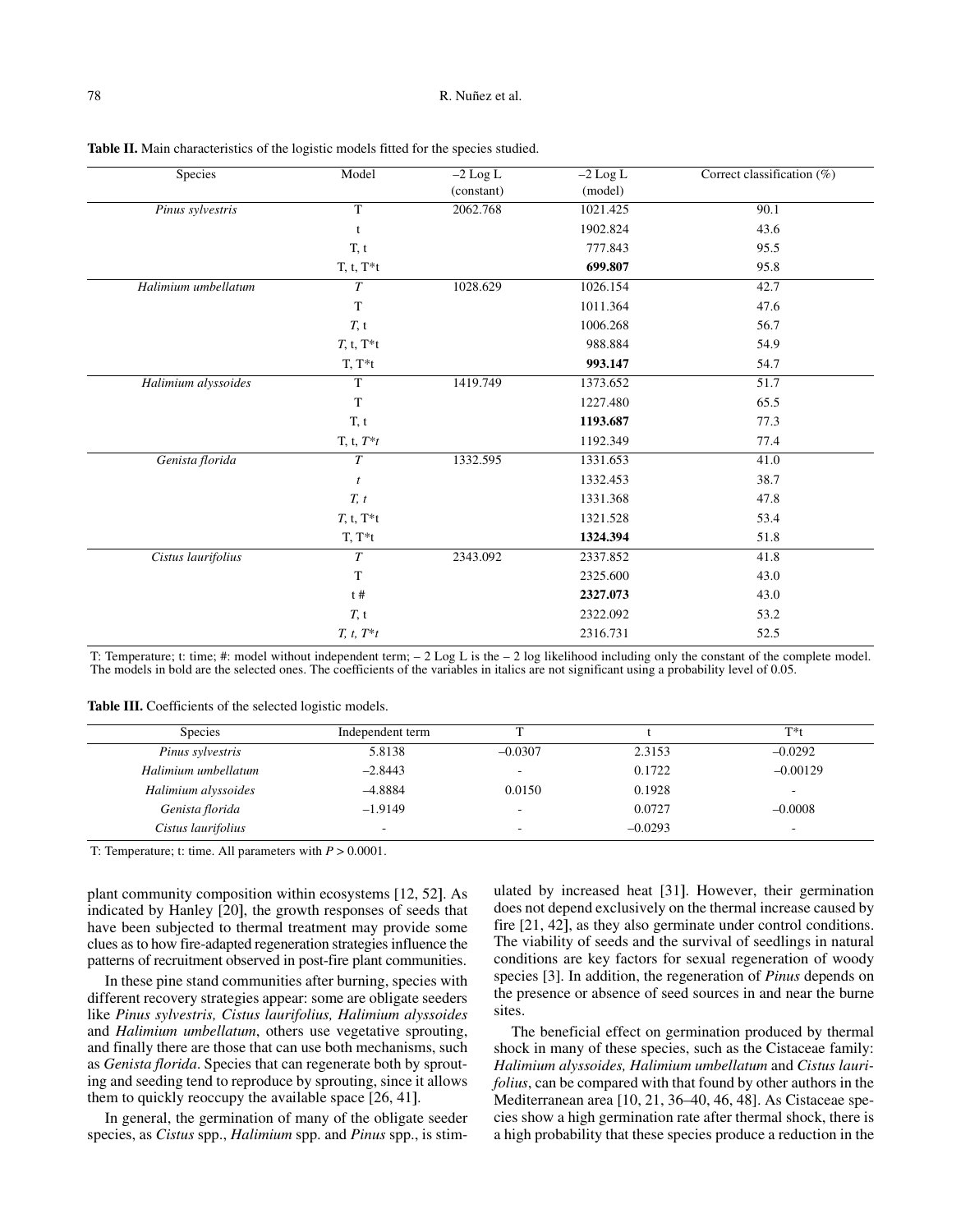**Table II.** Main characteristics of the logistic models fitted for the species studied.

| Species | Model | –2 Log L (constant) | –2 Log L (model) | Correct classification (%) |
|---|---|---|---|---|
| *Pinus sylvestris* | T | 2062.768 | 1021.425 | 90.1 |
| | t | | 1902.824 | 43.6 |
| | T, t | | 777.843 | 95.5 |
| | T, t, T*t | | **699.807** | 95.8 |
| *Halimium umbellatum* | *T* | 1028.629 | 1026.154 | 42.7 |
| | T | | 1011.364 | 47.6 |
| | *T*, t | | 1006.268 | 56.7 |
| | *T*, t, T*t | | 988.884 | 54.9 |
| | T, T*t | | **993.147** | 54.7 |
| *Halimium alyssoides* | T | 1419.749 | 1373.652 | 51.7 |
| | T | | 1227.480 | 65.5 |
| | T, t | | **1193.687** | 77.3 |
| | T, t, *T*t* | | 1192.349 | 77.4 |
| *Genista florida* | *T* | 1332.595 | 1331.653 | 41.0 |
| | *t* | | 1332.453 | 38.7 |
| | *T, t* | | 1331.368 | 47.8 |
| | *T*, t, T*t | | 1321.528 | 53.4 |
| | T, T*t | | **1324.394** | 51.8 |
| *Cistus laurifolius* | *T* | 2343.092 | 2337.852 | 41.8 |
| | T | | 2325.600 | 43.0 |
| | t # | | **2327.073** | 43.0 |
| | *T*, t | | 2322.092 | 53.2 |
| | *T, t, T*t* | | 2316.731 | 52.5 |

T: Temperature; t: time; #: model without independent term; – 2 Log L is the – 2 log likelihood including only the constant of the complete model. The models in bold are the selected ones. The coefficients of the variables in italics are not significant using a probability level of 0.05.

**Table III.** Coefficients of the selected logistic models.

| Species | Independent term | T | t | T*t |
|---|---|---|---|---|
| *Pinus sylvestris* | 5.8138 | –0.0307 | 2.3153 | –0.0292 |
| *Halimium umbellatum* | –2.8443 | - | 0.1722 | –0.00129 |
| *Halimium alyssoides* | –4.8884 | 0.0150 | 0.1928 | - |
| *Genista florida* | –1.9149 | - | 0.0727 | –0.0008 |
| *Cistus laurifolius* | - | - | –0.0293 | - |

T: Temperature; t: time. All parameters with $P > 0.0001$.

plant community composition within ecosystems [12, 52]. As indicated by Hanley [20], the growth responses of seeds that have been subjected to thermal treatment may provide some clues as to how fire-adapted regeneration strategies influence the patterns of recruitment observed in post-fire plant communities.

In these pine stand communities after burning, species with different recovery strategies appear: some are obligate seeders like *Pinus sylvestris, Cistus laurifolius, Halimium alyssoides* and *Halimium umbellatum*, others use vegetative sprouting, and finally there are those that can use both mechanisms, such as *Genista florida*. Species that can regenerate both by sprouting and seeding tend to reproduce by sprouting, since it allows them to quickly reoccupy the available space [26, 41].

In general, the germination of many of the obligate seeder species, as *Cistus* spp., *Halimium* spp. and *Pinus* spp., is stimulated by increased heat [31]. However, their germination does not depend exclusively on the thermal increase caused by fire [21, 42], as they also germinate under control conditions. The viability of seeds and the survival of seedlings in natural conditions are key factors for sexual regeneration of woody species [3]. In addition, the regeneration of *Pinus* depends on the presence or absence of seed sources in and near the burne sites.

The beneficial effect on germination produced by thermal shock in many of these species, such as the Cistaceae family: *Halimium alyssoides, Halimium umbellatum* and *Cistus laurifolius*, can be compared with that found by other authors in the Mediterranean area [10, 21, 36–40, 46, 48]. As Cistaceae species show a high germination rate after thermal shock, there is a high probability that these species produce a reduction in the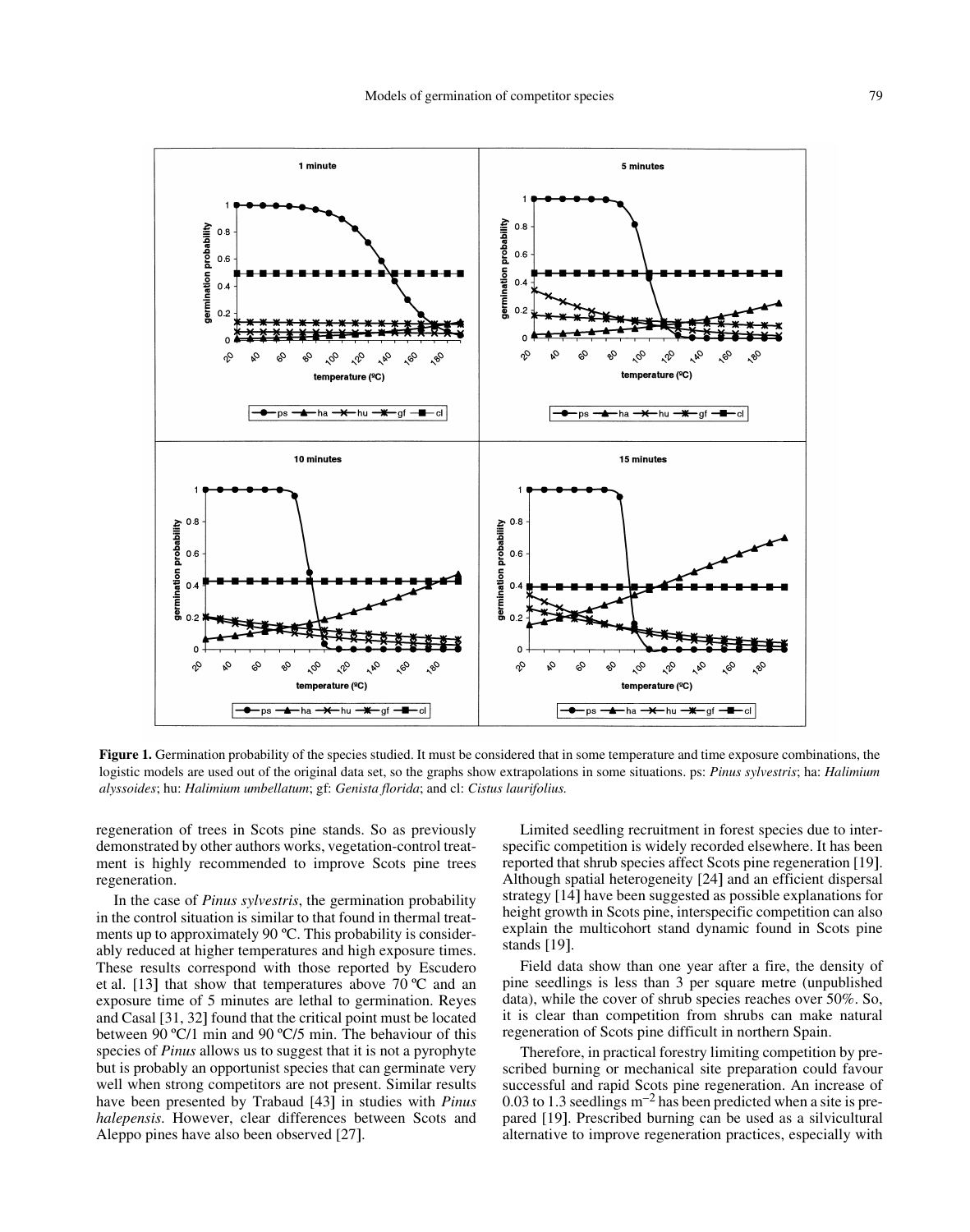**Figure 1.** Germination probability of the species studied. It must be considered that in some temperature and time exposure combinations, the logistic models are used out of the original data set, so the graphs show extrapolations in some situations. ps: *Pinus sylvestris*; ha: *Halimium alyssoides*; hu: *Halimium umbellatum*; gf: *Genista florida*; and cl: *Cistus laurifolius.*

regeneration of trees in Scots pine stands. So as previously demonstrated by other authors works, vegetation-control treatment is highly recommended to improve Scots pine trees regeneration.

In the case of *Pinus sylvestris*, the germination probability in the control situation is similar to that found in thermal treatments up to approximately 90 ºC. This probability is considerably reduced at higher temperatures and high exposure times. These results correspond with those reported by Escudero et al. [13] that show that temperatures above 70 ºC and an exposure time of 5 minutes are lethal to germination. Reyes and Casal [31, 32] found that the critical point must be located between 90 ºC/1 min and 90 ºC/5 min. The behaviour of this species of *Pinus* allows us to suggest that it is not a pyrophyte but is probably an opportunist species that can germinate very well when strong competitors are not present. Similar results have been presented by Trabaud [43] in studies with *Pinus halepensis*. However, clear differences between Scots and Aleppo pines have also been observed [27].

Limited seedling recruitment in forest species due to interspecific competition is widely recorded elsewhere. It has been reported that shrub species affect Scots pine regeneration [19]. Although spatial heterogeneity [24] and an efficient dispersal strategy [14] have been suggested as possible explanations for height growth in Scots pine, interspecific competition can also explain the multicohort stand dynamic found in Scots pine stands [19].

Field data show than one year after a fire, the density of pine seedlings is less than 3 per square metre (unpublished data), while the cover of shrub species reaches over 50%. So, it is clear than competition from shrubs can make natural regeneration of Scots pine difficult in northern Spain.

Therefore, in practical forestry limiting competition by prescribed burning or mechanical site preparation could favour successful and rapid Scots pine regeneration. An increase of 0.03 to 1.3 seedlings $m^{-2}$ has been predicted when a site is prepared [19]. Prescribed burning can be used as a silvicultural alternative to improve regeneration practices, especially with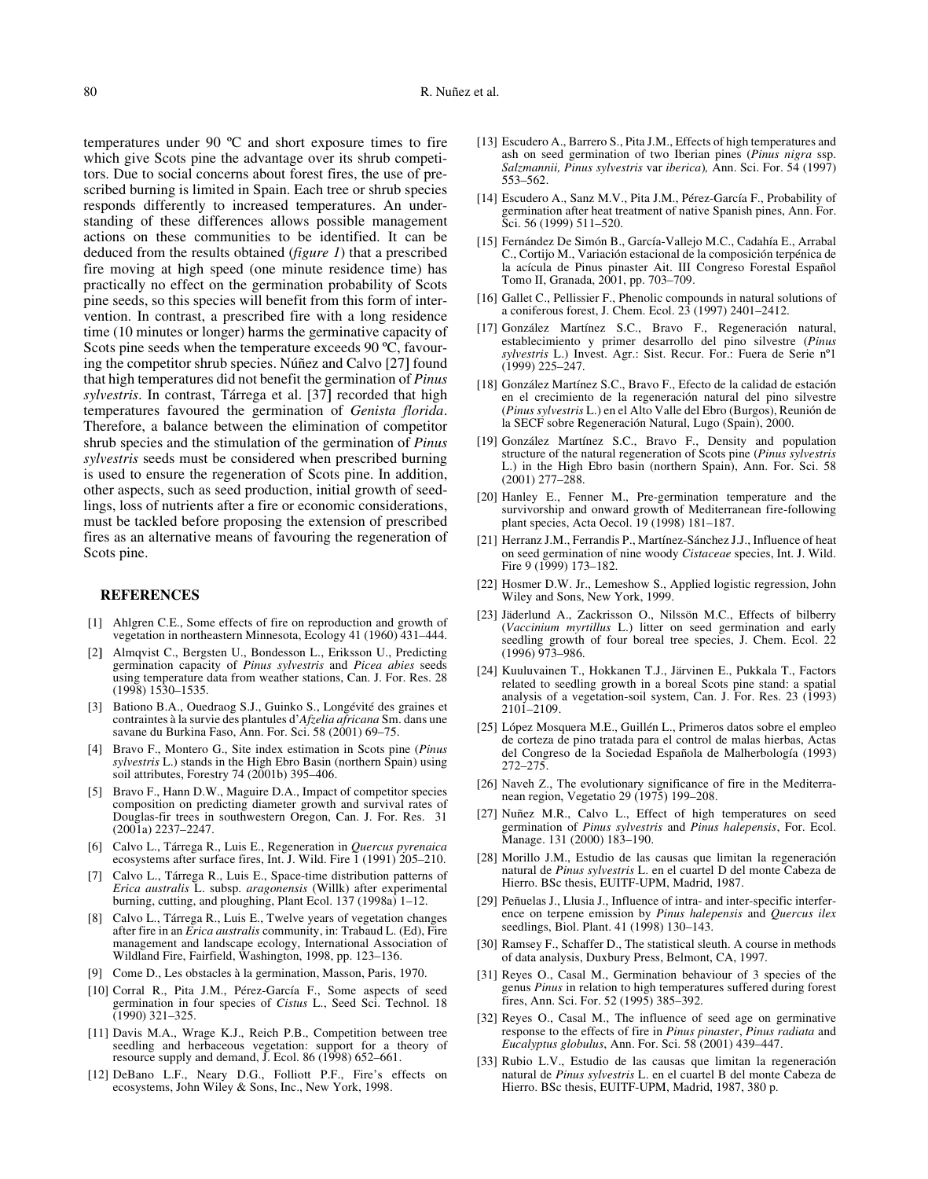temperatures under 90 ºC and short exposure times to fire which give Scots pine the advantage over its shrub competitors. Due to social concerns about forest fires, the use of prescribed burning is limited in Spain. Each tree or shrub species responds differently to increased temperatures. An understanding of these differences allows possible management actions on these communities to be identified. It can be deduced from the results obtained (*figure 1*) that a prescribed fire moving at high speed (one minute residence time) has practically no effect on the germination probability of Scots pine seeds, so this species will benefit from this form of intervention. In contrast, a prescribed fire with a long residence time (10 minutes or longer) harms the germinative capacity of Scots pine seeds when the temperature exceeds 90 ºC, favouring the competitor shrub species. Núñez and Calvo [27] found that high temperatures did not benefit the germination of *Pinus sylvestris*. In contrast, Tárrega et al. [37] recorded that high temperatures favoured the germination of *Genista florida*. Therefore, a balance between the elimination of competitor shrub species and the stimulation of the germination of *Pinus sylvestris* seeds must be considered when prescribed burning is used to ensure the regeneration of Scots pine. In addition, other aspects, such as seed production, initial growth of seedlings, loss of nutrients after a fire or economic considerations, must be tackled before proposing the extension of prescribed fires as an alternative means of favouring the regeneration of Scots pine.

## REFERENCES

[1] Ahlgren C.E., Some effects of fire on reproduction and growth of vegetation in northeastern Minnesota, Ecology 41 (1960) 431–444.

[2] Almqvist C., Bergsten U., Bondesson L., Eriksson U., Predicting germination capacity of *Pinus sylvestris* and *Picea abies* seeds using temperature data from weather stations, Can. J. For. Res. 28 (1998) 1530–1535.

[3] Bationo B.A., Ouedraog S.J., Guinko S., Longévité des graines et contraintes à la survie des plantules d'*Afzelia africana* Sm. dans une savane du Burkina Faso, Ann. For. Sci. 58 (2001) 69–75.

[4] Bravo F., Montero G., Site index estimation in Scots pine (*Pinus sylvestris* L.) stands in the High Ebro Basin (northern Spain) using soil attributes, Forestry 74 (2001b) 395–406.

[5] Bravo F., Hann D.W., Maguire D.A., Impact of competitor species composition on predicting diameter growth and survival rates of Douglas-fir trees in southwestern Oregon, Can. J. For. Res. 31 (2001a) 2237–2247.

[6] Calvo L., Tárrega R., Luis E., Regeneration in *Quercus pyrenaica* ecosystems after surface fires, Int. J. Wild. Fire 1 (1991) 205–210.

[7] Calvo L., Tárrega R., Luis E., Space-time distribution patterns of *Erica australis* L. subsp. *aragonensis* (Willk) after experimental burning, cutting, and ploughing, Plant Ecol. 137 (1998a) 1–12.

[8] Calvo L., Tárrega R., Luis E., Twelve years of vegetation changes after fire in an *Erica australis* community, in: Trabaud L. (Ed), Fire management and landscape ecology, International Association of Wildland Fire, Fairfield, Washington, 1998, pp. 123–136.

[9] Come D., Les obstacles à la germination, Masson, Paris, 1970.

[10] Corral R., Pita J.M., Pérez-García F., Some aspects of seed germination in four species of *Cistus* L., Seed Sci. Technol. 18 (1990) 321–325.

[11] Davis M.A., Wrage K.J., Reich P.B., Competition between tree seedling and herbaceous vegetation: support for a theory of resource supply and demand, J. Ecol. 86 (1998) 652–661.

[12] DeBano L.F., Neary D.G., Folliott P.F., Fire's effects on ecosystems, John Wiley & Sons, Inc., New York, 1998.

[13] Escudero A., Barrero S., Pita J.M., Effects of high temperatures and ash on seed germination of two Iberian pines (*Pinus nigra* ssp. *Salzmannii, Pinus sylvestris* var *iberica*)*,* Ann. Sci. For. 54 (1997) 553–562.

[14] Escudero A., Sanz M.V., Pita J.M., Pérez-García F., Probability of germination after heat treatment of native Spanish pines, Ann. For. Sci. 56 (1999) 511–520.

[15] Fernández De Simón B., García-Vallejo M.C., Cadahía E., Arrabal C., Cortijo M., Variación estacional de la composición terpénica de la acícula de Pinus pinaster Ait. III Congreso Forestal Español Tomo II, Granada, 2001, pp. 703–709.

[16] Gallet C., Pellissier F., Phenolic compounds in natural solutions of a coniferous forest, J. Chem. Ecol. 23 (1997) 2401–2412.

[17] González Martínez S.C., Bravo F., Regeneración natural, establecimiento y primer desarrollo del pino silvestre (*Pinus sylvestris* L.) Invest. Agr.: Sist. Recur. For.: Fuera de Serie nº1 (1999) 225–247.

[18] González Martínez S.C., Bravo F., Efecto de la calidad de estación en el crecimiento de la regeneración natural del pino silvestre (*Pinus sylvestris* L.) en el Alto Valle del Ebro (Burgos), Reunión de la SECF sobre Regeneración Natural, Lugo (Spain), 2000.

[19] González Martínez S.C., Bravo F., Density and population structure of the natural regeneration of Scots pine (*Pinus sylvestris* L.) in the High Ebro basin (northern Spain), Ann. For. Sci. 58 (2001) 277–288.

[20] Hanley E., Fenner M., Pre-germination temperature and the survivorship and onward growth of Mediterranean fire-following plant species, Acta Oecol. 19 (1998) 181–187.

[21] Herranz J.M., Ferrandis P., Martínez-Sánchez J.J., Influence of heat on seed germination of nine woody *Cistaceae* species, Int. J. Wild. Fire 9 (1999) 173–182.

[22] Hosmer D.W. Jr., Lemeshow S., Applied logistic regression, John Wiley and Sons, New York, 1999.

[23] Jäderlund A., Zackrisson O., Nilssön M.C., Effects of bilberry (*Vaccinium myrtillus* L.) litter on seed germination and early seedling growth of four boreal tree species, J. Chem. Ecol. 22 (1996) 973–986.

[24] Kuuluvainen T., Hokkanen T.J., Järvinen E., Pukkala T., Factors related to seedling growth in a boreal Scots pine stand: a spatial analysis of a vegetation-soil system, Can. J. For. Res. 23 (1993) 2101–2109.

[25] López Mosquera M.E., Guillén L., Primeros datos sobre el empleo de corteza de pino tratada para el control de malas hierbas, Actas del Congreso de la Sociedad Española de Malherbología (1993) 272–275.

[26] Naveh Z., The evolutionary significance of fire in the Mediterranean region, Vegetatio 29 (1975) 199–208.

[27] Nuñez M.R., Calvo L., Effect of high temperatures on seed germination of *Pinus sylvestris* and *Pinus halepensis*, For. Ecol. Manage. 131 (2000) 183–190.

[28] Morillo J.M., Estudio de las causas que limitan la regeneración natural de *Pinus sylvestris* L. en el cuartel D del monte Cabeza de Hierro. BSc thesis, EUITF-UPM, Madrid, 1987.

[29] Peñuelas J., Llusia J., Influence of intra- and inter-specific interference on terpene emission by *Pinus halepensis* and *Quercus ilex* seedlings, Biol. Plant. 41 (1998) 130–143.

[30] Ramsey F., Schaffer D., The statistical sleuth. A course in methods of data analysis, Duxbury Press, Belmont, CA, 1997.

[31] Reyes O., Casal M., Germination behaviour of 3 species of the genus *Pinus* in relation to high temperatures suffered during forest fires, Ann. Sci. For. 52 (1995) 385–392.

[32] Reyes O., Casal M., The influence of seed age on germinative response to the effects of fire in *Pinus pinaster*, *Pinus radiata* and *Eucalyptus globulus*, Ann. For. Sci. 58 (2001) 439–447.

[33] Rubio L.V., Estudio de las causas que limitan la regeneración natural de *Pinus sylvestris* L. en el cuartel B del monte Cabeza de Hierro. BSc thesis, EUITF-UPM, Madrid, 1987, 380 p.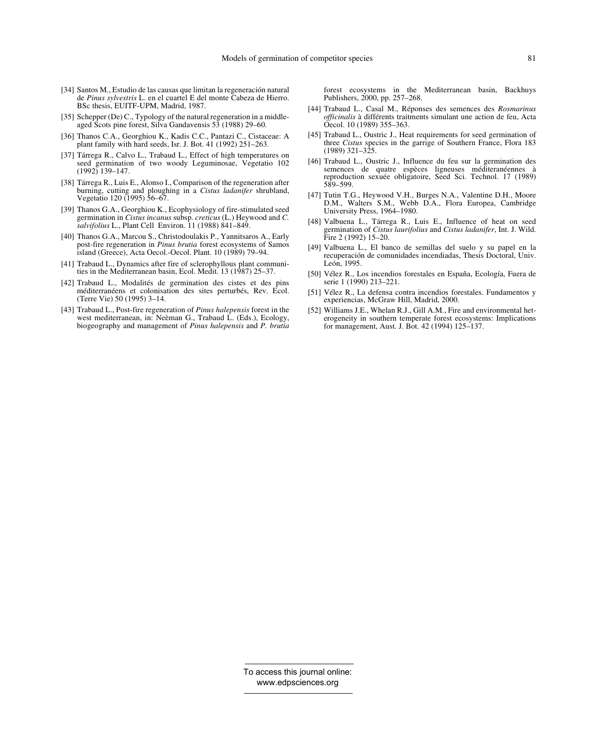[34] Santos M., Estudio de las causas que limitan la regeneración natural de *Pinus sylvestris* L. en el cuartel E del monte Cabeza de Hierro. BSc thesis, EUITF-UPM, Madrid, 1987.

[35] Schepper (De) C., Typology of the natural regeneration in a middle-aged Scots pine forest, Silva Gandavensis 53 (1988) 29–60.

[36] Thanos C.A., Georghiou K., Kadis C.C., Pantazi C., Cistaceae: A plant family with hard seeds, Isr. J. Bot. 41 (1992) 251–263.

[37] Tárrega R., Calvo L., Trabaud L., Effect of high temperatures on seed germination of two woody Leguminosae, Vegetatio 102 (1992) 139–147.

[38] Tárrega R., Luis E., Alonso I., Comparison of the regeneration after burning, cutting and ploughing in a *Cistus ladanifer* shrubland, Vegetatio 120 (1995) 56–67.

[39] Thanos G.A., Georghiou K., Ecophysiology of fire-stimulated seed germination in *Cistus incanus* subsp. *creticus* (L.) Heywood and *C. salvifolius* L., Plant Cell Environ. 11 (1988) 841–849.

[40] Thanos G.A., Marcou S., Christodoulakis P., Yannitsaros A., Early post-fire regeneration in *Pinus brutia* forest ecosystems of Samos island (Greece), Acta Oecol.-Oecol. Plant. 10 (1989) 79–94.

[41] Trabaud L., Dynamics after fire of sclerophyllous plant communities in the Mediterranean basin, Ecol. Medit. 13 (1987) 25–37.

[42] Trabaud L., Modalités de germination des cistes et des pins méditerranéens et colonisation des sites perturbés, Rev. Ecol. (Terre Vie) 50 (1995) 3–14.

[43] Trabaud L., Post-fire regeneration of *Pinus halepensis* forest in the west mediterranean, in: Neèman G., Trabaud L. (Eds.), Ecology, biogeography and management of *Pinus halepensis* and *P. brutia* forest ecosystems in the Mediterranean basin, Backhuys Publishers, 2000, pp. 257–268.

[44] Trabaud L., Casal M., Réponses des semences des *Rosmarinus officinalis* à différents traitments simulant une action de feu, Acta Oecol. 10 (1989) 355–363.

[45] Trabaud L., Oustric J., Heat requirements for seed germination of three *Cistus* species in the garrige of Southern France, Flora 183 (1989) 321–325.

[46] Trabaud L., Oustric J., Influence du feu sur la germination des semences de quatre espèces ligneuses méditeranéennes à reproduction sexuée obligatoire, Seed Sci. Technol. 17 (1989) 589–599.

[47] Tutin T.G., Heywood V.H., Burges N.A., Valentine D.H., Moore D.M., Walters S.M., Webb D.A., Flora Europea, Cambridge University Press, 1964–1980.

[48] Valbuena L., Tárrega R., Luis E., Influence of heat on seed germination of *Cistus laurifolius* and *Cistus ladanifer*, Int. J. Wild. Fire 2 (1992) 15–20.

[49] Valbuena L., El banco de semillas del suelo y su papel en la recuperación de comunidades incendiadas, Thesis Doctoral, Univ. León, 1995.

[50] Vélez R., Los incendios forestales en España, Ecología, Fuera de serie 1 (1990) 213–221.

[51] Vélez R., La defensa contra incendios forestales. Fundamentos y experiencias, McGraw Hill, Madrid, 2000.

[52] Williams J.E., Whelan R.J., Gill A.M., Fire and environmental heterogeneity in southern temperate forest ecosystems: Implications for management, Aust. J. Bot. 42 (1994) 125–137.

To access this journal online:
www.edpsciences.org